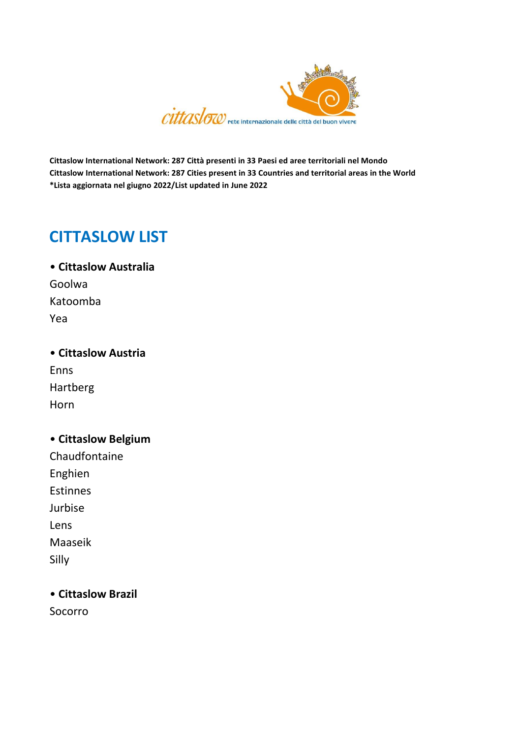cittaslow rete internazionale delle città del buon vivere

**Cittaslow International Network: 287 Città presenti in 33 Paesi ed aree territoriali nel Mondo**
**Cittaslow International Network: 287 Cities present in 33 Countries and territorial areas in the World**
**\*Lista aggiornata nel giugno 2022/List updated in June 2022**

# CITTASLOW LIST

**• Cittaslow Australia**

Goolwa
Katoomba
Yea

**• Cittaslow Austria**

Enns
Hartberg
Horn

**• Cittaslow Belgium**

Chaudfontaine
Enghien
Estinnes
Jurbise
Lens
Maaseik
Silly

**• Cittaslow Brazil**

Socorro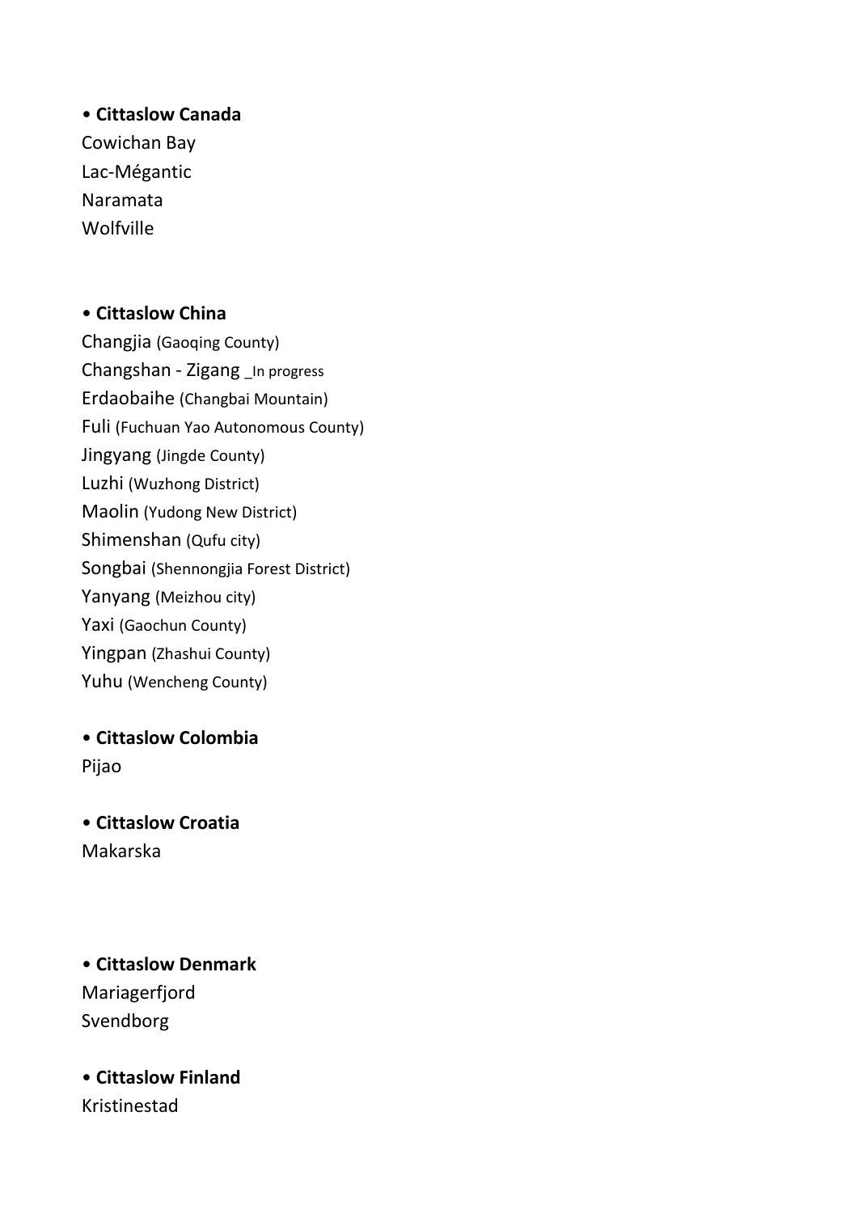• **Cittaslow Canada**

Cowichan Bay
Lac-Mégantic
Naramata
Wolfville

• **Cittaslow China**

Changjia (Gaoqing County)
Changshan - Zigang _In progress
Erdaobaihe (Changbai Mountain)
Fuli (Fuchuan Yao Autonomous County)
Jingyang (Jingde County)
Luzhi (Wuzhong District)
Maolin (Yudong New District)
Shimenshan (Qufu city)
Songbai (Shennongjia Forest District)
Yanyang (Meizhou city)
Yaxi (Gaochun County)
Yingpan (Zhashui County)
Yuhu (Wencheng County)

• **Cittaslow Colombia**

Pijao

• **Cittaslow Croatia**

Makarska

• **Cittaslow Denmark**

Mariagerfjord
Svendborg

• **Cittaslow Finland**

Kristinestad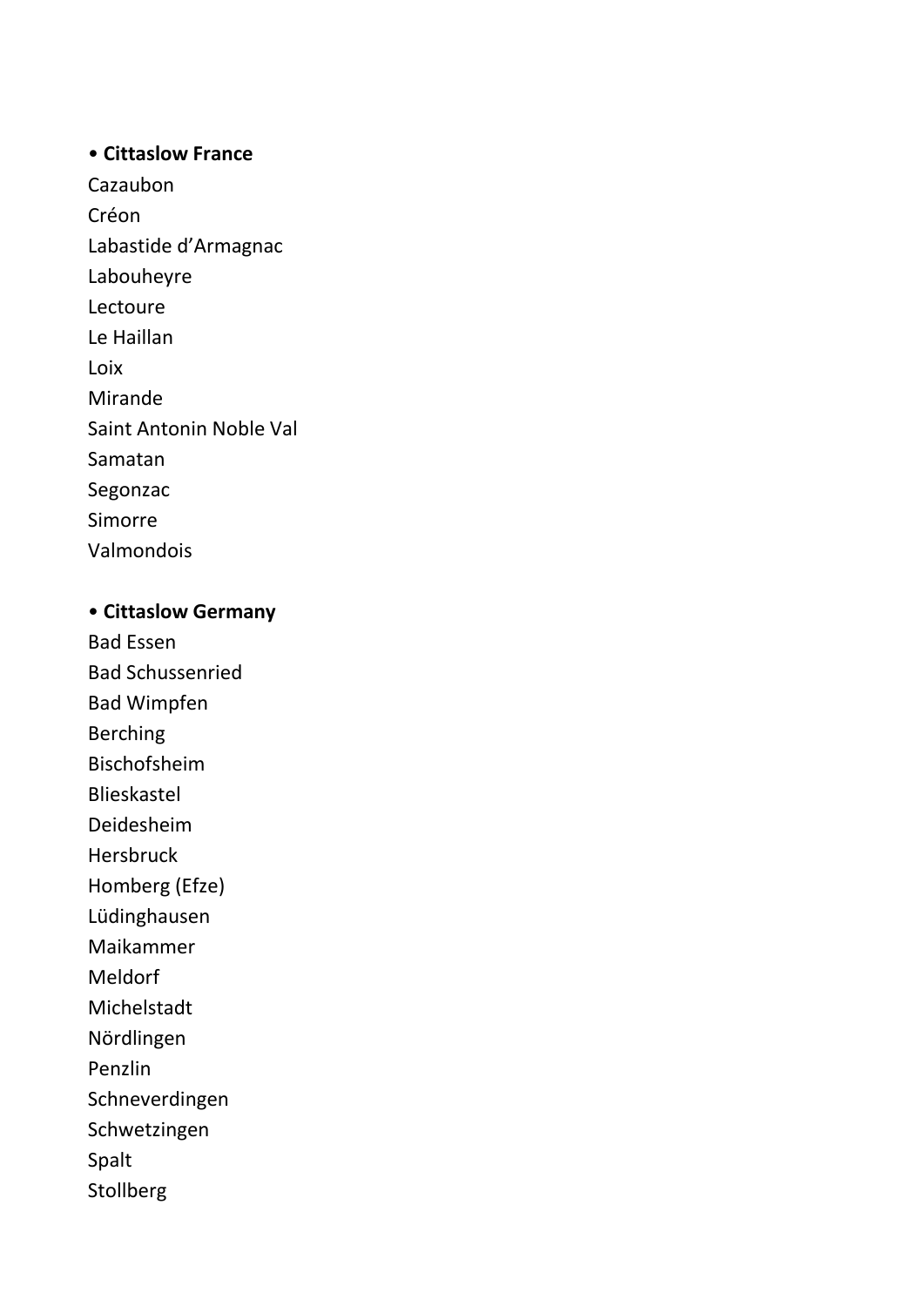- **Cittaslow France**

Cazaubon
Créon
Labastide d’Armagnac
Labouheyre
Lectoure
Le Haillan
Loix
Mirande
Saint Antonin Noble Val
Samatan
Segonzac
Simorre
Valmondois

- **Cittaslow Germany**

Bad Essen
Bad Schussenried
Bad Wimpfen
Berching
Bischofsheim
Blieskastel
Deidesheim
Hersbruck
Homberg (Efze)
Lüdinghausen
Maikammer
Meldorf
Michelstadt
Nördlingen
Penzlin
Schneverdingen
Schwetzingen
Spalt
Stollberg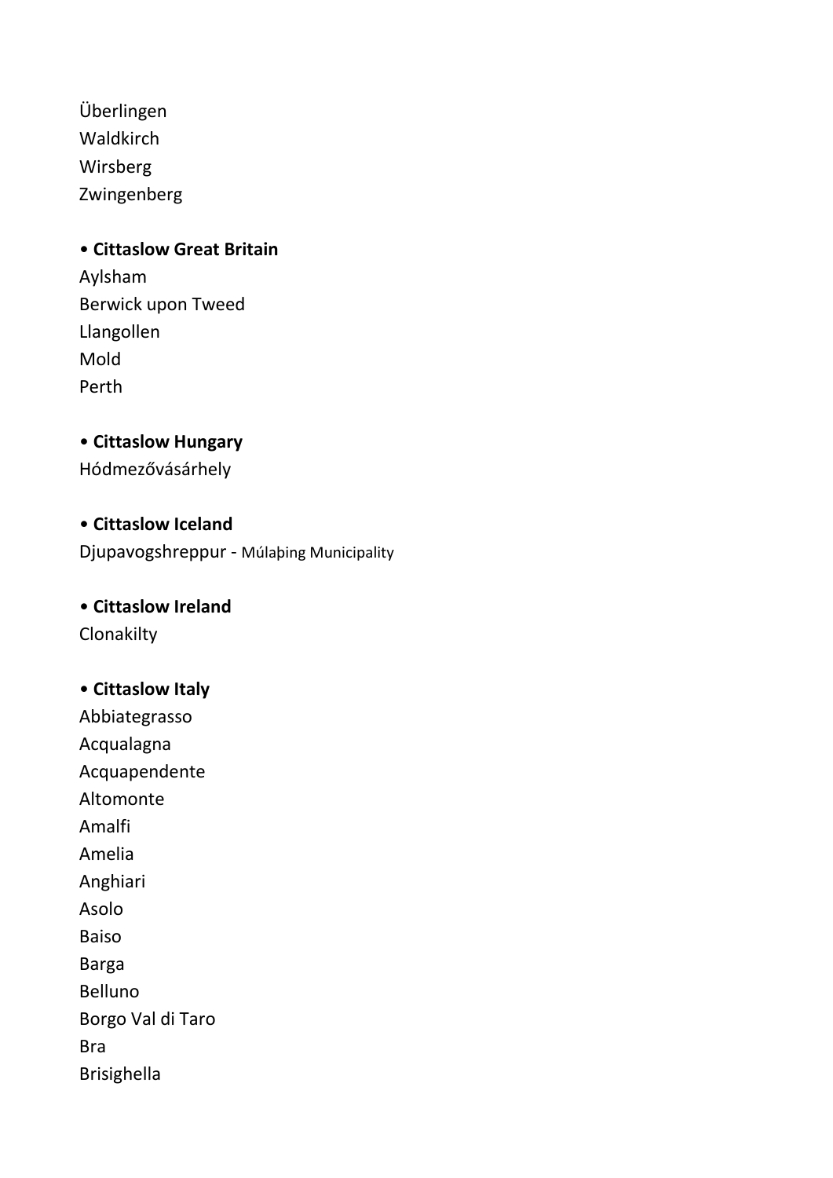Überlingen
Waldkirch
Wirsberg
Zwingenberg

• **Cittaslow Great Britain**
Aylsham
Berwick upon Tweed
Llangollen
Mold
Perth

• **Cittaslow Hungary**
Hódmezővásárhely

• **Cittaslow Iceland**
Djupavogshreppur - Múlaþing Municipality

• **Cittaslow Ireland**
Clonakilty

• **Cittaslow Italy**
Abbiategrasso
Acqualagna
Acquapendente
Altomonte
Amalfi
Amelia
Anghiari
Asolo
Baiso
Barga
Belluno
Borgo Val di Taro
Bra
Brisighella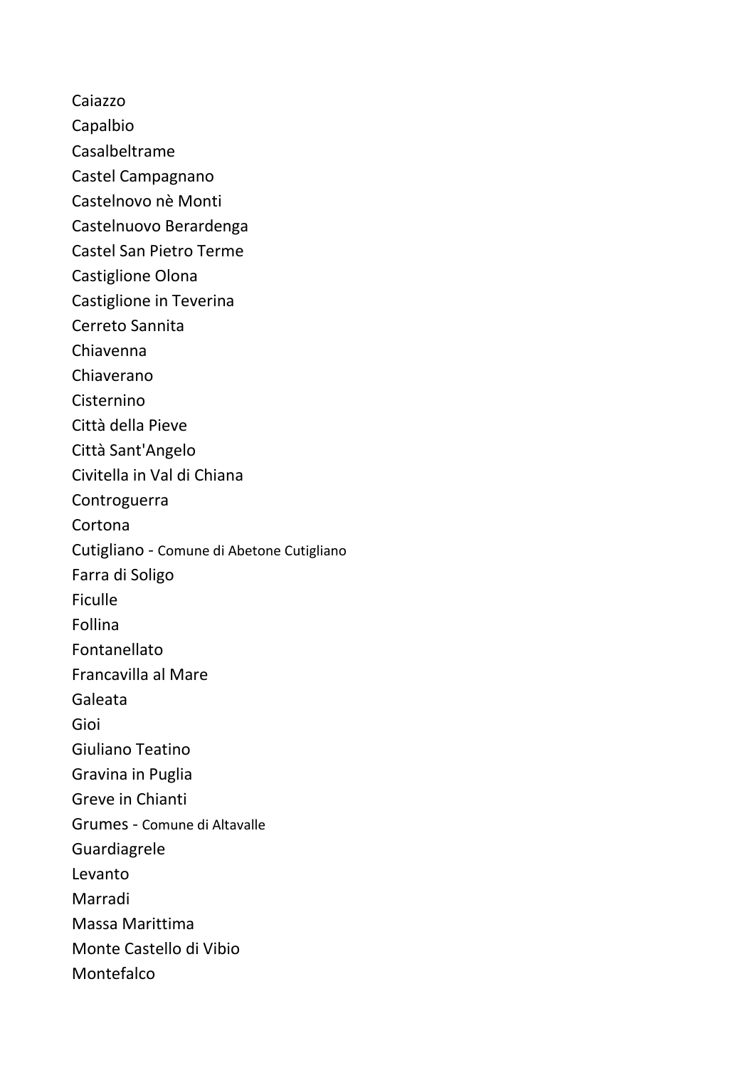Caiazzo

Capalbio

Casalbeltrame

Castel Campagnano

Castelnovo nè Monti

Castelnuovo Berardenga

Castel San Pietro Terme

Castiglione Olona

Castiglione in Teverina

Cerreto Sannita

Chiavenna

Chiaverano

Cisternino

Città della Pieve

Città Sant'Angelo

Civitella in Val di Chiana

Controguerra

Cortona

Cutigliano - Comune di Abetone Cutigliano

Farra di Soligo

Ficulle

Follina

Fontanellato

Francavilla al Mare

Galeata

Gioi

Giuliano Teatino

Gravina in Puglia

Greve in Chianti

Grumes - Comune di Altavalle

Guardiagrele

Levanto

Marradi

Massa Marittima

Monte Castello di Vibio

Montefalco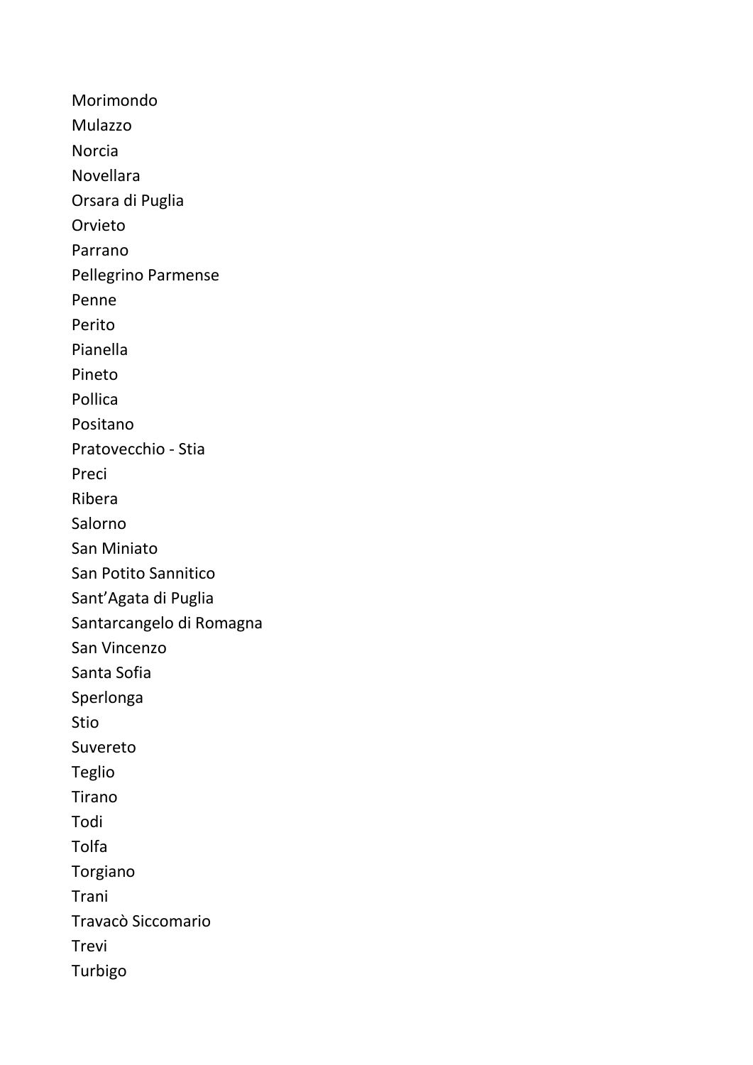Morimondo

Mulazzo

Norcia

Novellara

Orsara di Puglia

Orvieto

Parrano

Pellegrino Parmense

Penne

Perito

Pianella

Pineto

Pollica

Positano

Pratovecchio - Stia

Preci

Ribera

Salorno

San Miniato

San Potito Sannitico

Sant’Agata di Puglia

Santarcangelo di Romagna

San Vincenzo

Santa Sofia

Sperlonga

Stio

Suvereto

Teglio

Tirano

Todi

Tolfa

Torgiano

Trani

Travacò Siccomario

Trevi

Turbigo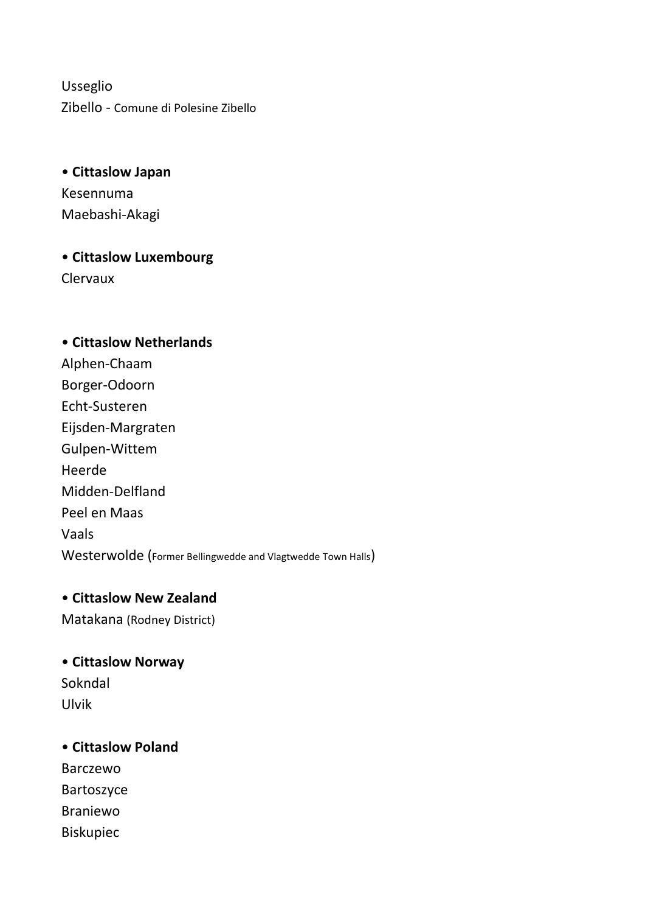Usseglio
Zibello - Comune di Polesine Zibello

• **Cittaslow Japan**
Kesennuma
Maebashi-Akagi

• **Cittaslow Luxembourg**
Clervaux

• **Cittaslow Netherlands**
Alphen-Chaam
Borger-Odoorn
Echt-Susteren
Eijsden-Margraten
Gulpen-Wittem
Heerde
Midden-Delfland
Peel en Maas
Vaals
Westerwolde (Former Bellingwedde and Vlagtwedde Town Halls)

• **Cittaslow New Zealand**
Matakana (Rodney District)

• **Cittaslow Norway**
Sokndal
Ulvik

• **Cittaslow Poland**
Barczewo
Bartoszyce
Braniewo
Biskupiec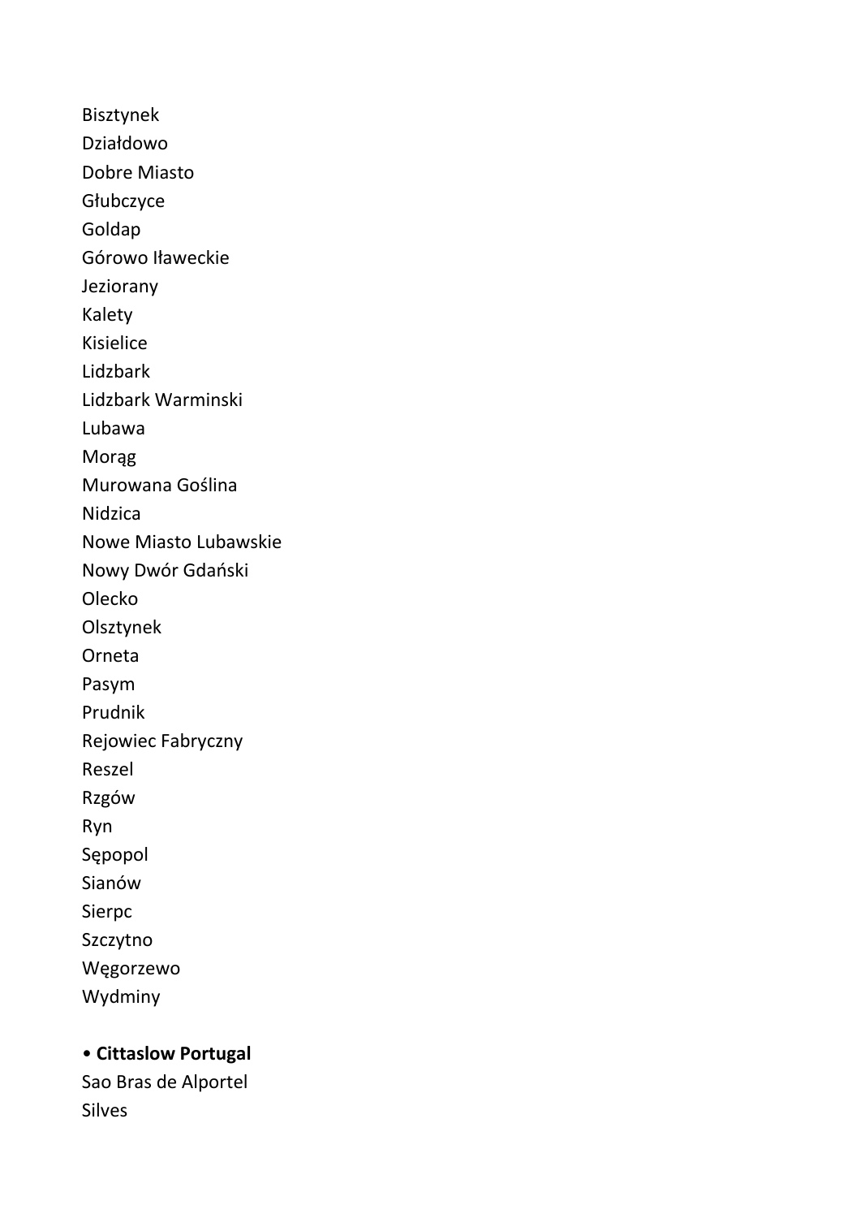Bisztynek
Działdowo
Dobre Miasto
Głubczyce
Goldap
Górowo Iławeckie
Jeziorany
Kalety
Kisielice
Lidzbark
Lidzbark Warminski
Lubawa
Morąg
Murowana Goślina
Nidzica
Nowe Miasto Lubawskie
Nowy Dwór Gdański
Olecko
Olsztynek
Orneta
Pasym
Prudnik
Rejowiec Fabryczny
Reszel
Rzgów
Ryn
Sępopol
Sianów
Sierpc
Szczytno
Węgorzewo
Wydminy

- **Cittaslow Portugal**

Sao Bras de Alportel
Silves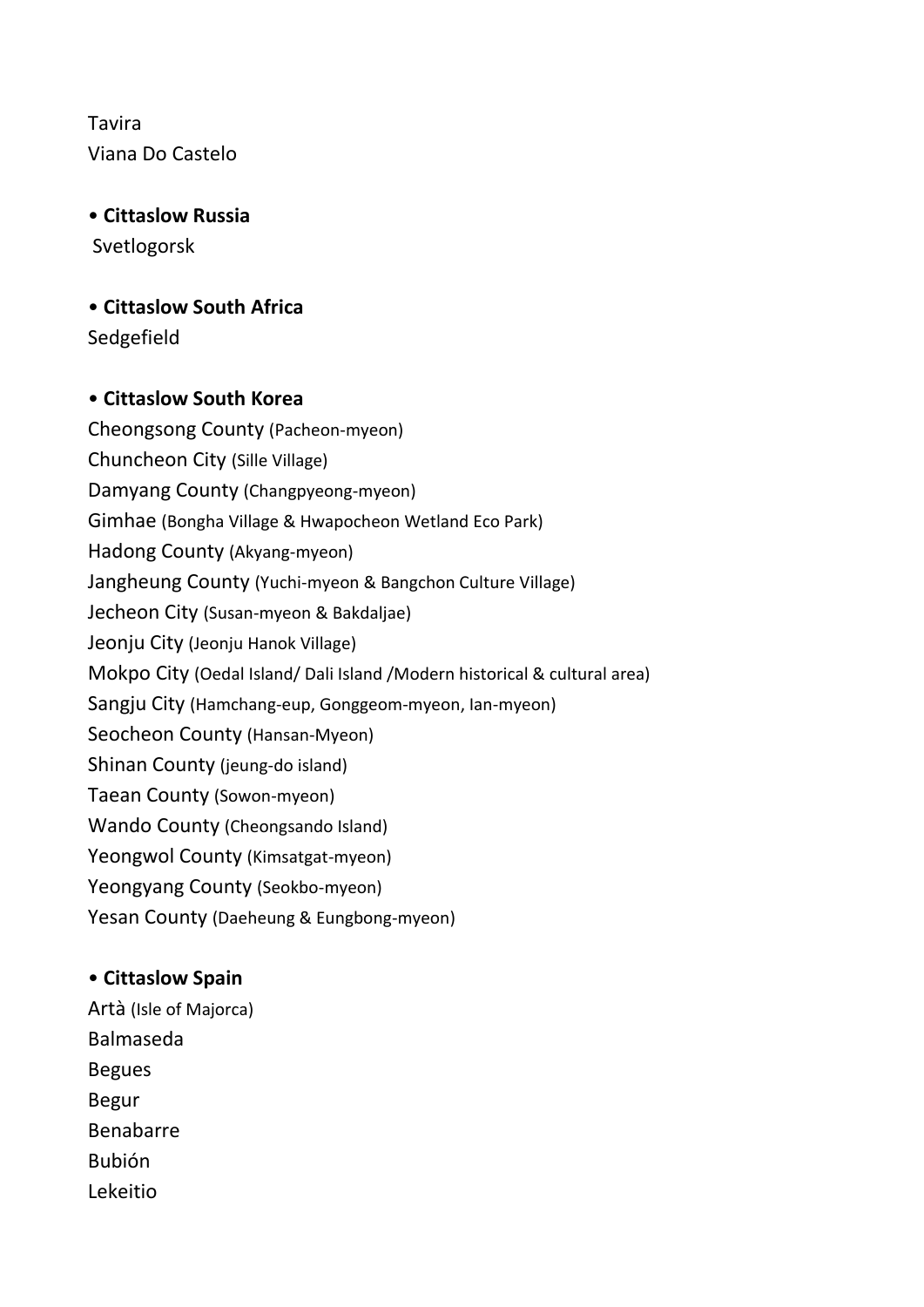Tavira
Viana Do Castelo

• **Cittaslow Russia**
Svetlogorsk

• **Cittaslow South Africa**
Sedgefield

• **Cittaslow South Korea**
Cheongsong County (Pacheon-myeon)
Chuncheon City (Sille Village)
Damyang County (Changpyeong-myeon)
Gimhae (Bongha Village & Hwapocheon Wetland Eco Park)
Hadong County (Akyang-myeon)
Jangheung County (Yuchi-myeon & Bangchon Culture Village)
Jecheon City (Susan-myeon & Bakdaljae)
Jeonju City (Jeonju Hanok Village)
Mokpo City (Oedal Island/ Dali Island /Modern historical & cultural area)
Sangju City (Hamchang-eup, Gonggeom-myeon, Ian-myeon)
Seocheon County (Hansan-Myeon)
Shinan County (jeung-do island)
Taean County (Sowon-myeon)
Wando County (Cheongsando Island)
Yeongwol County (Kimsatgat-myeon)
Yeongyang County (Seokbo-myeon)
Yesan County (Daeheung & Eungbong-myeon)

• **Cittaslow Spain**
Artà (Isle of Majorca)
Balmaseda
Begues
Begur
Benabarre
Bubión
Lekeitio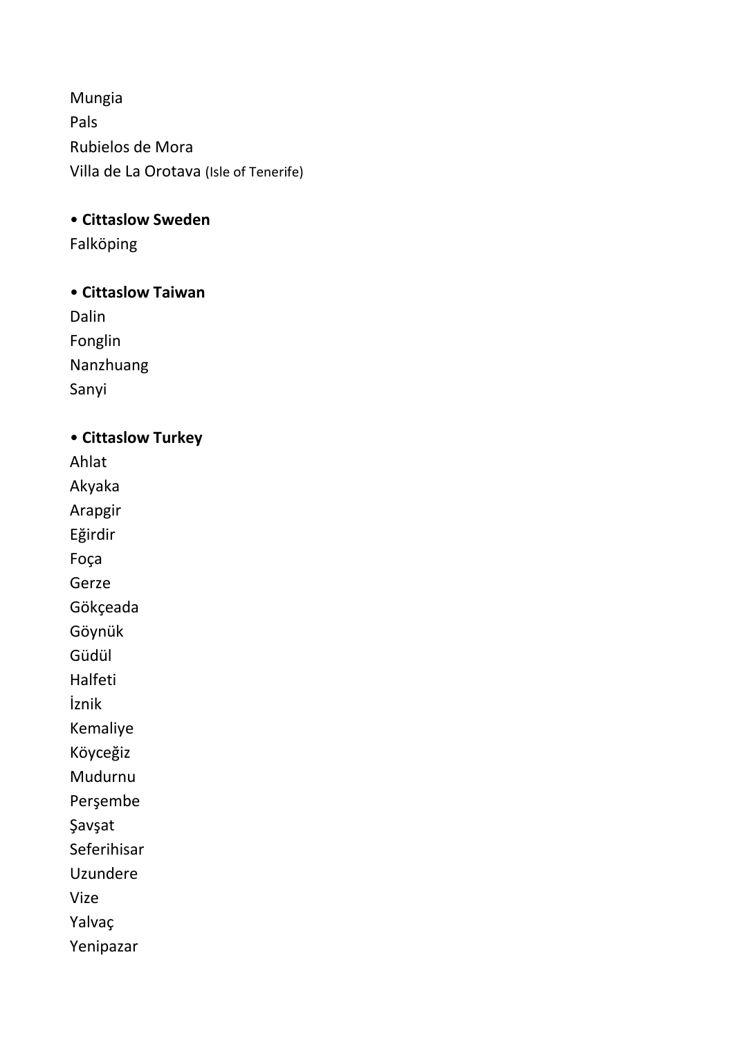Mungia
Pals
Rubielos de Mora
Villa de La Orotava (Isle of Tenerife)

• **Cittaslow Sweden**
Falköping

• **Cittaslow Taiwan**
Dalin
Fonglin
Nanzhuang
Sanyi

• **Cittaslow Turkey**
Ahlat
Akyaka
Arapgir
Eğirdir
Foça
Gerze
Gökçeada
Göynük
Güdül
Halfeti
İznik
Kemaliye
Köyceğiz
Mudurnu
Perşembe
Şavşat
Seferihisar
Uzundere
Vize
Yalvaç
Yenipazar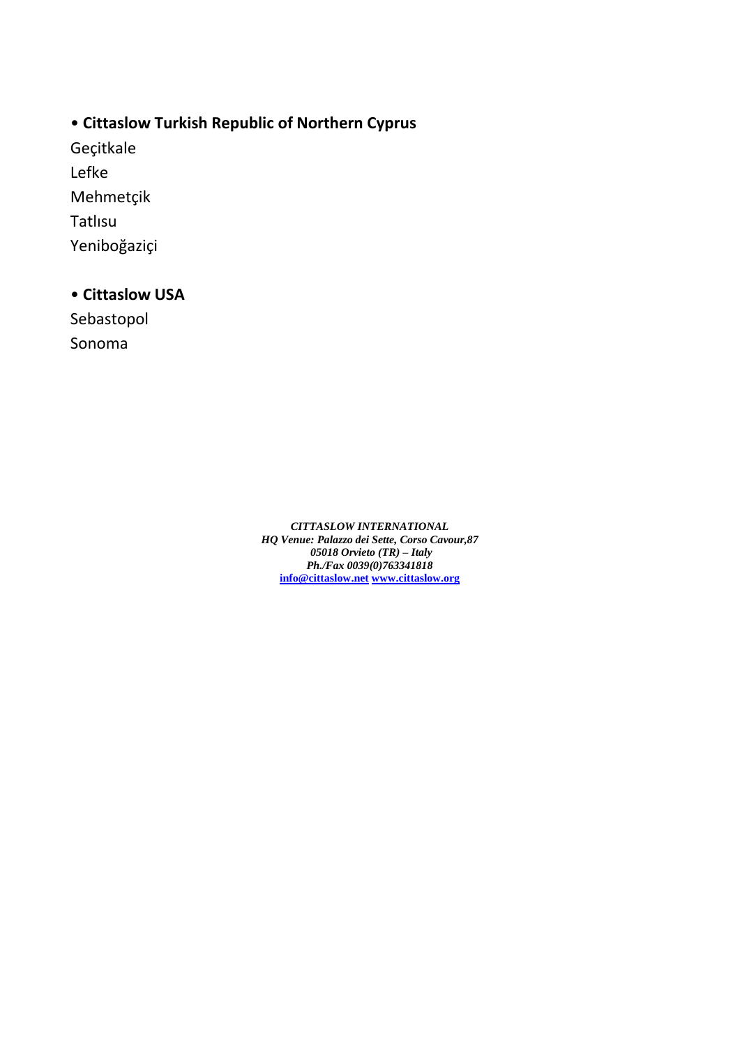- **Cittaslow Turkish Republic of Northern Cyprus**

Geçitkale
Lefke
Mehmetçik
Tatlısu
Yeniboğaziçi

- **Cittaslow USA**

Sebastopol
Sonoma

***CITTASLOW INTERNATIONAL***
***HQ Venue: Palazzo dei Sette, Corso Cavour,87***
***05018 Orvieto (TR) – Italy***
***Ph./Fax 0039(0)763341818***
**info@cittaslow.net www.cittaslow.org**